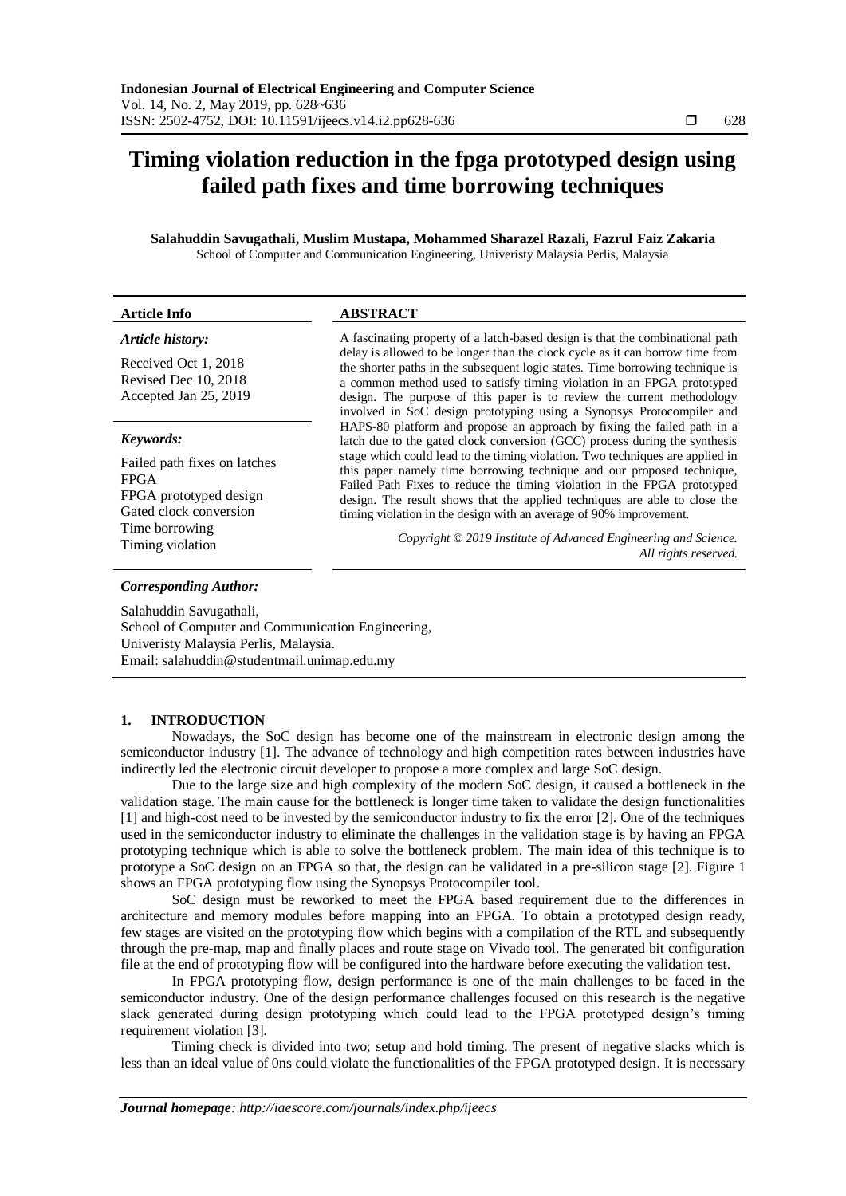# Timing violation reduction in the fpga prototyped design using failed path fixes and time borrowing techniques

**Salahuddin Savugathali, Muslim Mustapa, Mohammed Sharazel Razali, Fazrul Faiz Zakaria**
School of Computer and Communication Engineering, Univeristy Malaysia Perlis, Malaysia

| **Article Info** | **ABSTRACT** |
|---|---|
| ***Article history:***<br>Received Oct 1, 2018<br>Revised Dec 10, 2018<br>Accepted Jan 25, 2019<br><br>***Keywords:***<br>Failed path fixes on latches<br>FPGA<br>FPGA prototyped design<br>Gated clock conversion<br>Time borrowing<br>Timing violation | A fascinating property of a latch-based design is that the combinational path delay is allowed to be longer than the clock cycle as it can borrow time from the shorter paths in the subsequent logic states. Time borrowing technique is a common method used to satisfy timing violation in an FPGA prototyped design. The purpose of this paper is to review the current methodology involved in SoC design prototyping using a Synopsys Protocompiler and HAPS-80 platform and propose an approach by fixing the failed path in a latch due to the gated clock conversion (GCC) process during the synthesis stage which could lead to the timing violation. Two techniques are applied in this paper namely time borrowing technique and our proposed technique, Failed Path Fixes to reduce the timing violation in the FPGA prototyped design. The result shows that the applied techniques are able to close the timing violation in the design with an average of 90% improvement.<br><br>*Copyright © 2019 Institute of Advanced Engineering and Science. All rights reserved.* |

***Corresponding Author:***

Salahuddin Savugathali,
School of Computer and Communication Engineering,
Univeristy Malaysia Perlis, Malaysia.
Email: salahuddin@studentmail.unimap.edu.my

## 1. INTRODUCTION

Nowadays, the SoC design has become one of the mainstream in electronic design among the semiconductor industry [1]. The advance of technology and high competition rates between industries have indirectly led the electronic circuit developer to propose a more complex and large SoC design.

Due to the large size and high complexity of the modern SoC design, it caused a bottleneck in the validation stage. The main cause for the bottleneck is longer time taken to validate the design functionalities [1] and high-cost need to be invested by the semiconductor industry to fix the error [2]. One of the techniques used in the semiconductor industry to eliminate the challenges in the validation stage is by having an FPGA prototyping technique which is able to solve the bottleneck problem. The main idea of this technique is to prototype a SoC design on an FPGA so that, the design can be validated in a pre-silicon stage [2]. Figure 1 shows an FPGA prototyping flow using the Synopsys Protocompiler tool.

SoC design must be reworked to meet the FPGA based requirement due to the differences in architecture and memory modules before mapping into an FPGA. To obtain a prototyped design ready, few stages are visited on the prototyping flow which begins with a compilation of the RTL and subsequently through the pre-map, map and finally places and route stage on Vivado tool. The generated bit configuration file at the end of prototyping flow will be configured into the hardware before executing the validation test.

In FPGA prototyping flow, design performance is one of the main challenges to be faced in the semiconductor industry. One of the design performance challenges focused on this research is the negative slack generated during design prototyping which could lead to the FPGA prototyped design's timing requirement violation [3].

Timing check is divided into two; setup and hold timing. The present of negative slacks which is less than an ideal value of 0ns could violate the functionalities of the FPGA prototyped design. It is necessary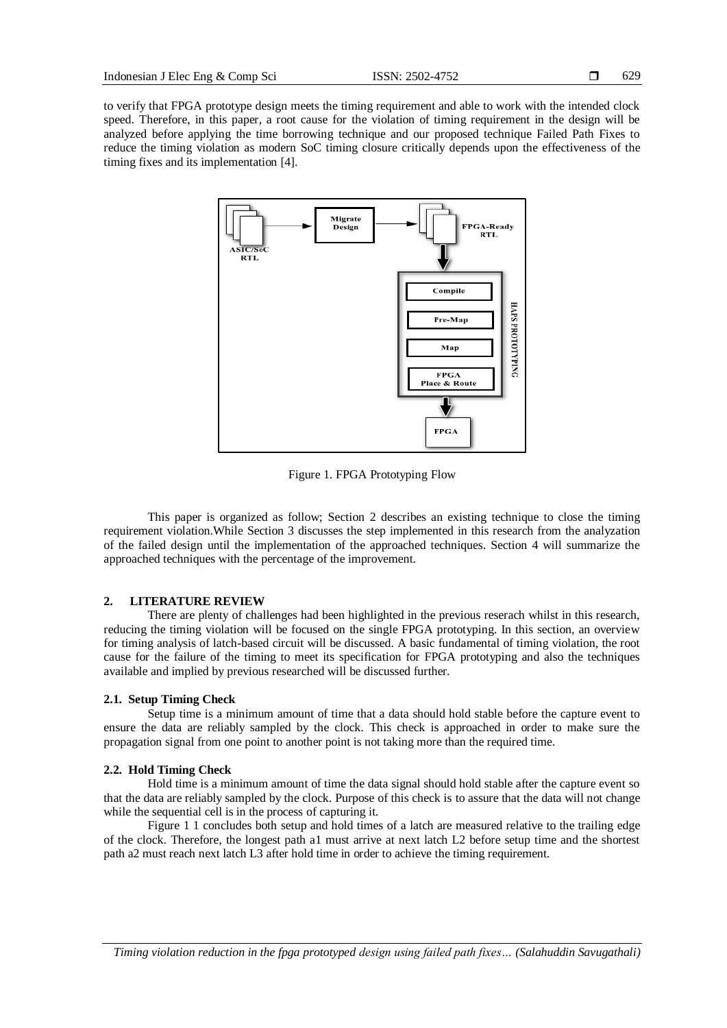to verify that FPGA prototype design meets the timing requirement and able to work with the intended clock speed. Therefore, in this paper, a root cause for the violation of timing requirement in the design will be analyzed before applying the time borrowing technique and our proposed technique Failed Path Fixes to reduce the timing violation as modern SoC timing closure critically depends upon the effectiveness of the timing fixes and its implementation [4].

Figure 1. FPGA Prototyping Flow

This paper is organized as follow; Section 2 describes an existing technique to close the timing requirement violation.While Section 3 discusses the step implemented in this research from the analyzation of the failed design until the implementation of the approached techniques. Section 4 will summarize the approached techniques with the percentage of the improvement.

## 2. LITERATURE REVIEW

There are plenty of challenges had been highlighted in the previous reserach whilst in this research, reducing the timing violation will be focused on the single FPGA prototyping. In this section, an overview for timing analysis of latch-based circuit will be discussed. A basic fundamental of timing violation, the root cause for the failure of the timing to meet its specification for FPGA prototyping and also the techniques available and implied by previous researched will be discussed further.

### 2.1. Setup Timing Check

Setup time is a minimum amount of time that a data should hold stable before the capture event to ensure the data are reliably sampled by the clock. This check is approached in order to make sure the propagation signal from one point to another point is not taking more than the required time.

### 2.2. Hold Timing Check

Hold time is a minimum amount of time the data signal should hold stable after the capture event so that the data are reliably sampled by the clock. Purpose of this check is to assure that the data will not change while the sequential cell is in the process of capturing it.

Figure 1 1 concludes both setup and hold times of a latch are measured relative to the trailing edge of the clock. Therefore, the longest path a1 must arrive at next latch L2 before setup time and the shortest path a2 must reach next latch L3 after hold time in order to achieve the timing requirement.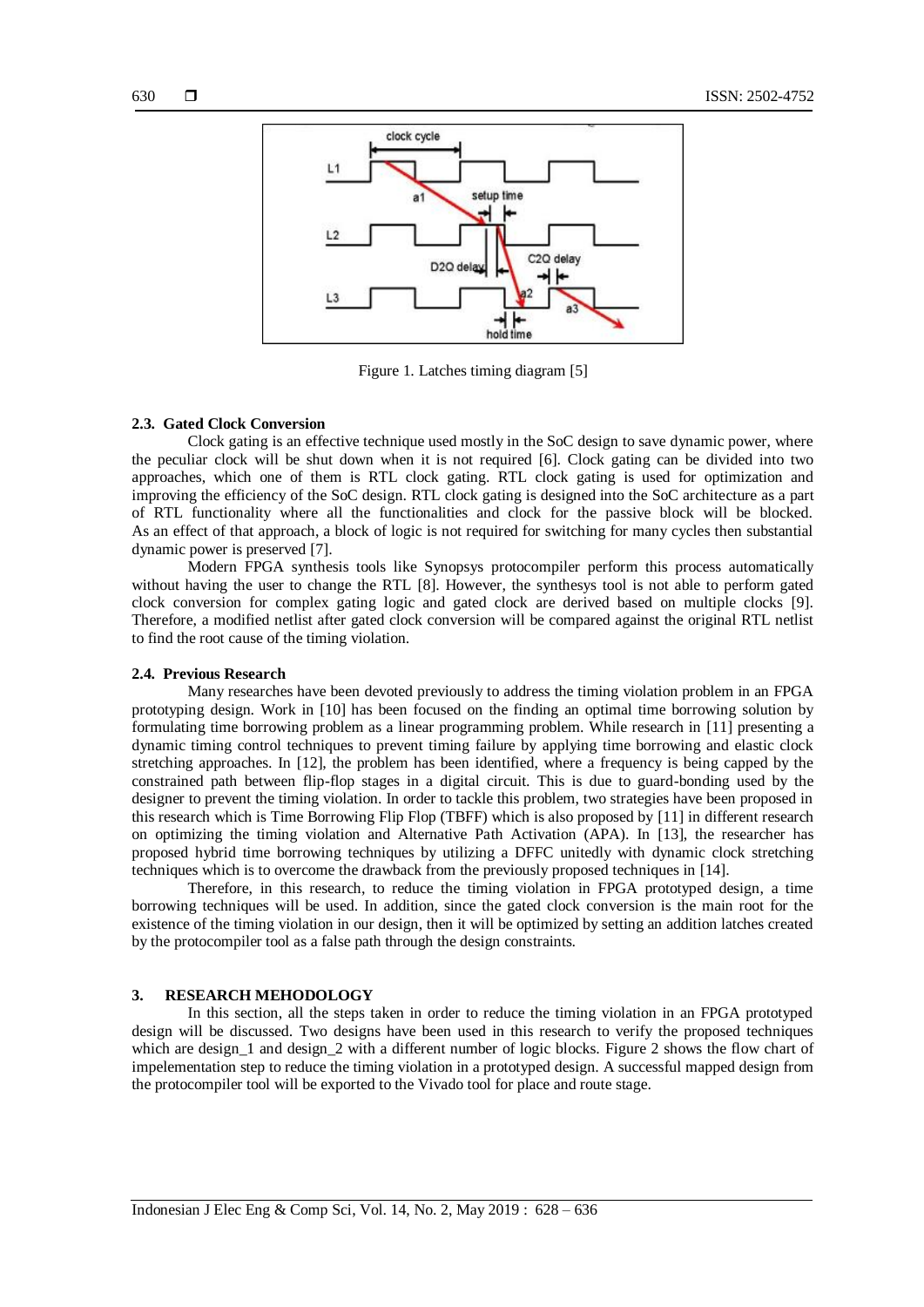Figure 1. Latches timing diagram [5]

### 2.3. Gated Clock Conversion

Clock gating is an effective technique used mostly in the SoC design to save dynamic power, where the peculiar clock will be shut down when it is not required [6]. Clock gating can be divided into two approaches, which one of them is RTL clock gating. RTL clock gating is used for optimization and improving the efficiency of the SoC design. RTL clock gating is designed into the SoC architecture as a part of RTL functionality where all the functionalities and clock for the passive block will be blocked. As an effect of that approach, a block of logic is not required for switching for many cycles then substantial dynamic power is preserved [7].

Modern FPGA synthesis tools like Synopsys protocompiler perform this process automatically without having the user to change the RTL [8]. However, the synthesys tool is not able to perform gated clock conversion for complex gating logic and gated clock are derived based on multiple clocks [9]. Therefore, a modified netlist after gated clock conversion will be compared against the original RTL netlist to find the root cause of the timing violation.

### 2.4. Previous Research

Many researches have been devoted previously to address the timing violation problem in an FPGA prototyping design. Work in [10] has been focused on the finding an optimal time borrowing solution by formulating time borrowing problem as a linear programming problem. While research in [11] presenting a dynamic timing control techniques to prevent timing failure by applying time borrowing and elastic clock stretching approaches. In [12], the problem has been identified, where a frequency is being capped by the constrained path between flip-flop stages in a digital circuit. This is due to guard-bonding used by the designer to prevent the timing violation. In order to tackle this problem, two strategies have been proposed in this research which is Time Borrowing Flip Flop (TBFF) which is also proposed by [11] in different research on optimizing the timing violation and Alternative Path Activation (APA). In [13], the researcher has proposed hybrid time borrowing techniques by utilizing a DFFC unitedly with dynamic clock stretching techniques which is to overcome the drawback from the previously proposed techniques in [14].

Therefore, in this research, to reduce the timing violation in FPGA prototyped design, a time borrowing techniques will be used. In addition, since the gated clock conversion is the main root for the existence of the timing violation in our design, then it will be optimized by setting an addition latches created by the protocompiler tool as a false path through the design constraints.

## 3. RESEARCH MEHODOLOGY

In this section, all the steps taken in order to reduce the timing violation in an FPGA prototyped design will be discussed. Two designs have been used in this research to verify the proposed techniques which are design_1 and design_2 with a different number of logic blocks. Figure 2 shows the flow chart of impelementation step to reduce the timing violation in a prototyped design. A successful mapped design from the protocompiler tool will be exported to the Vivado tool for place and route stage.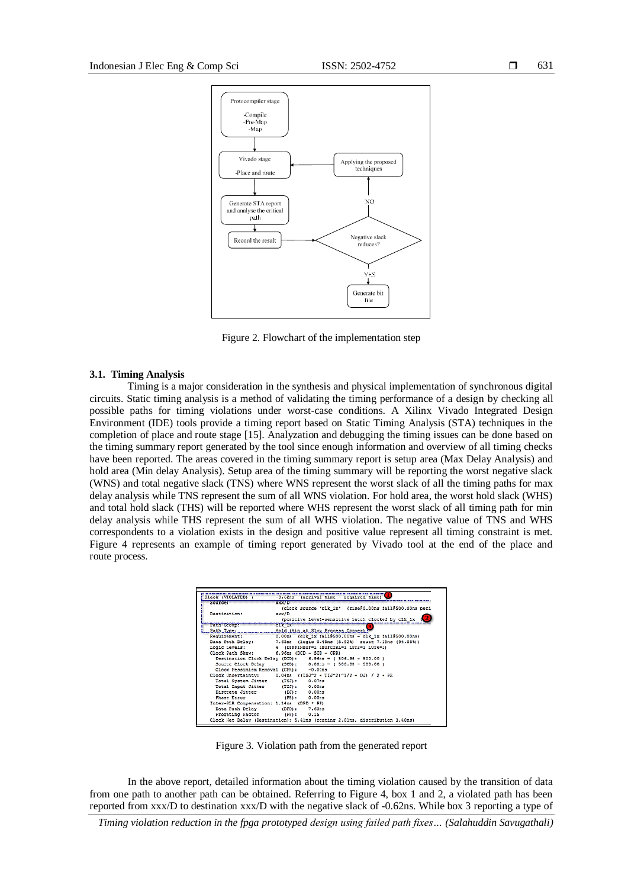Figure 2. Flowchart of the implementation step

### 3.1. Timing Analysis

Timing is a major consideration in the synthesis and physical implementation of synchronous digital circuits. Static timing analysis is a method of validating the timing performance of a design by checking all possible paths for timing violations under worst-case conditions. A Xilinx Vivado Integrated Design Environment (IDE) tools provide a timing report based on Static Timing Analysis (STA) techniques in the completion of place and route stage [15]. Analyzation and debugging the timing issues can be done based on the timing summary report generated by the tool since enough information and overview of all timing checks have been reported. The areas covered in the timing summary report is setup area (Max Delay Analysis) and hold area (Min delay Analysis). Setup area of the timing summary will be reporting the worst negative slack (WNS) and total negative slack (TNS) where WNS represent the worst slack of all the timing paths for max delay analysis while TNS represent the sum of all WNS violation. For hold area, the worst hold slack (WHS) and total hold slack (THS) will be reported where WHS represent the worst slack of all timing path for min delay analysis while THS represent the sum of all WHS violation. The negative value of TNS and WHS correspondents to a violation exists in the design and positive value represent all timing constraint is met. Figure 4 represents an example of timing report generated by Vivado tool at the end of the place and route process.

Figure 3. Violation path from the generated report

In the above report, detailed information about the timing violation caused by the transition of data from one path to another path can be obtained. Referring to Figure 4, box 1 and 2, a violated path has been reported from xxx/D to destination xxx/D with the negative slack of -0.62ns. While box 3 reporting a type of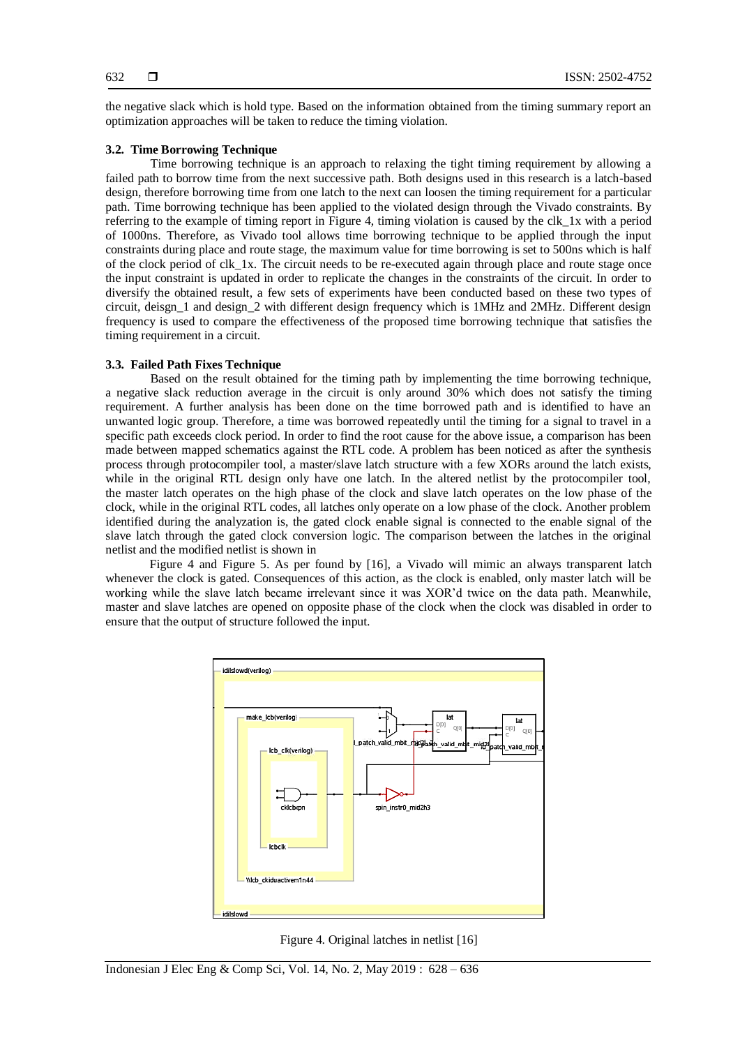the negative slack which is hold type. Based on the information obtained from the timing summary report an optimization approaches will be taken to reduce the timing violation.

### 3.2. Time Borrowing Technique

Time borrowing technique is an approach to relaxing the tight timing requirement by allowing a failed path to borrow time from the next successive path. Both designs used in this research is a latch-based design, therefore borrowing time from one latch to the next can loosen the timing requirement for a particular path. Time borrowing technique has been applied to the violated design through the Vivado constraints. By referring to the example of timing report in Figure 4, timing violation is caused by the clk_1x with a period of 1000ns. Therefore, as Vivado tool allows time borrowing technique to be applied through the input constraints during place and route stage, the maximum value for time borrowing is set to 500ns which is half of the clock period of clk_1x. The circuit needs to be re-executed again through place and route stage once the input constraint is updated in order to replicate the changes in the constraints of the circuit. In order to diversify the obtained result, a few sets of experiments have been conducted based on these two types of circuit, deisgn_1 and design_2 with different design frequency which is 1MHz and 2MHz. Different design frequency is used to compare the effectiveness of the proposed time borrowing technique that satisfies the timing requirement in a circuit.

### 3.3. Failed Path Fixes Technique

Based on the result obtained for the timing path by implementing the time borrowing technique, a negative slack reduction average in the circuit is only around 30% which does not satisfy the timing requirement. A further analysis has been done on the time borrowed path and is identified to have an unwanted logic group. Therefore, a time was borrowed repeatedly until the timing for a signal to travel in a specific path exceeds clock period. In order to find the root cause for the above issue, a comparison has been made between mapped schematics against the RTL code. A problem has been noticed as after the synthesis process through protocompiler tool, a master/slave latch structure with a few XORs around the latch exists, while in the original RTL design only have one latch. In the altered netlist by the protocompiler tool, the master latch operates on the high phase of the clock and slave latch operates on the low phase of the clock, while in the original RTL codes, all latches only operate on a low phase of the clock. Another problem identified during the analyzation is, the gated clock enable signal is connected to the enable signal of the slave latch through the gated clock conversion logic. The comparison between the latches in the original netlist and the modified netlist is shown in

Figure 4 and Figure 5. As per found by [16], a Vivado will mimic an always transparent latch whenever the clock is gated. Consequences of this action, as the clock is enabled, only master latch will be working while the slave latch became irrelevant since it was XOR'd twice on the data path. Meanwhile, master and slave latches are opened on opposite phase of the clock when the clock was disabled in order to ensure that the output of structure followed the input.

Figure 4. Original latches in netlist [16]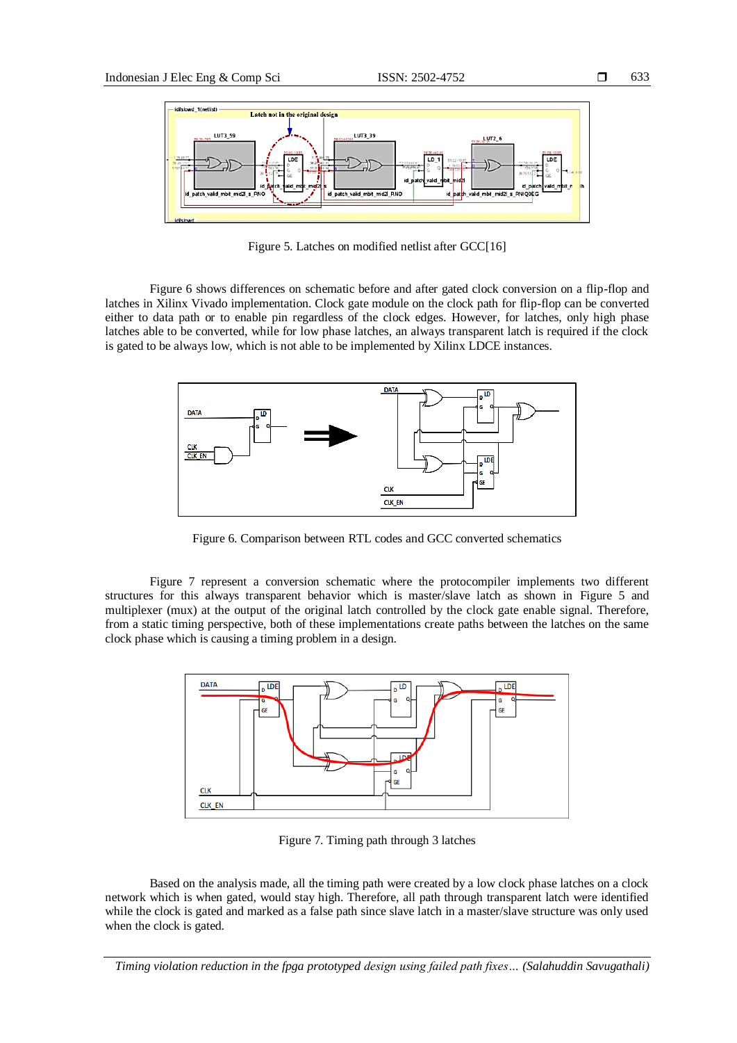Figure 5. Latches on modified netlist after GCC[16]

Figure 6 shows differences on schematic before and after gated clock conversion on a flip-flop and latches in Xilinx Vivado implementation. Clock gate module on the clock path for flip-flop can be converted either to data path or to enable pin regardless of the clock edges. However, for latches, only high phase latches able to be converted, while for low phase latches, an always transparent latch is required if the clock is gated to be always low, which is not able to be implemented by Xilinx LDCE instances.

Figure 6. Comparison between RTL codes and GCC converted schematics

Figure 7 represent a conversion schematic where the protocompiler implements two different structures for this always transparent behavior which is master/slave latch as shown in Figure 5 and multiplexer (mux) at the output of the original latch controlled by the clock gate enable signal. Therefore, from a static timing perspective, both of these implementations create paths between the latches on the same clock phase which is causing a timing problem in a design.

Figure 7. Timing path through 3 latches

Based on the analysis made, all the timing path were created by a low clock phase latches on a clock network which is when gated, would stay high. Therefore, all path through transparent latch were identified while the clock is gated and marked as a false path since slave latch in a master/slave structure was only used when the clock is gated.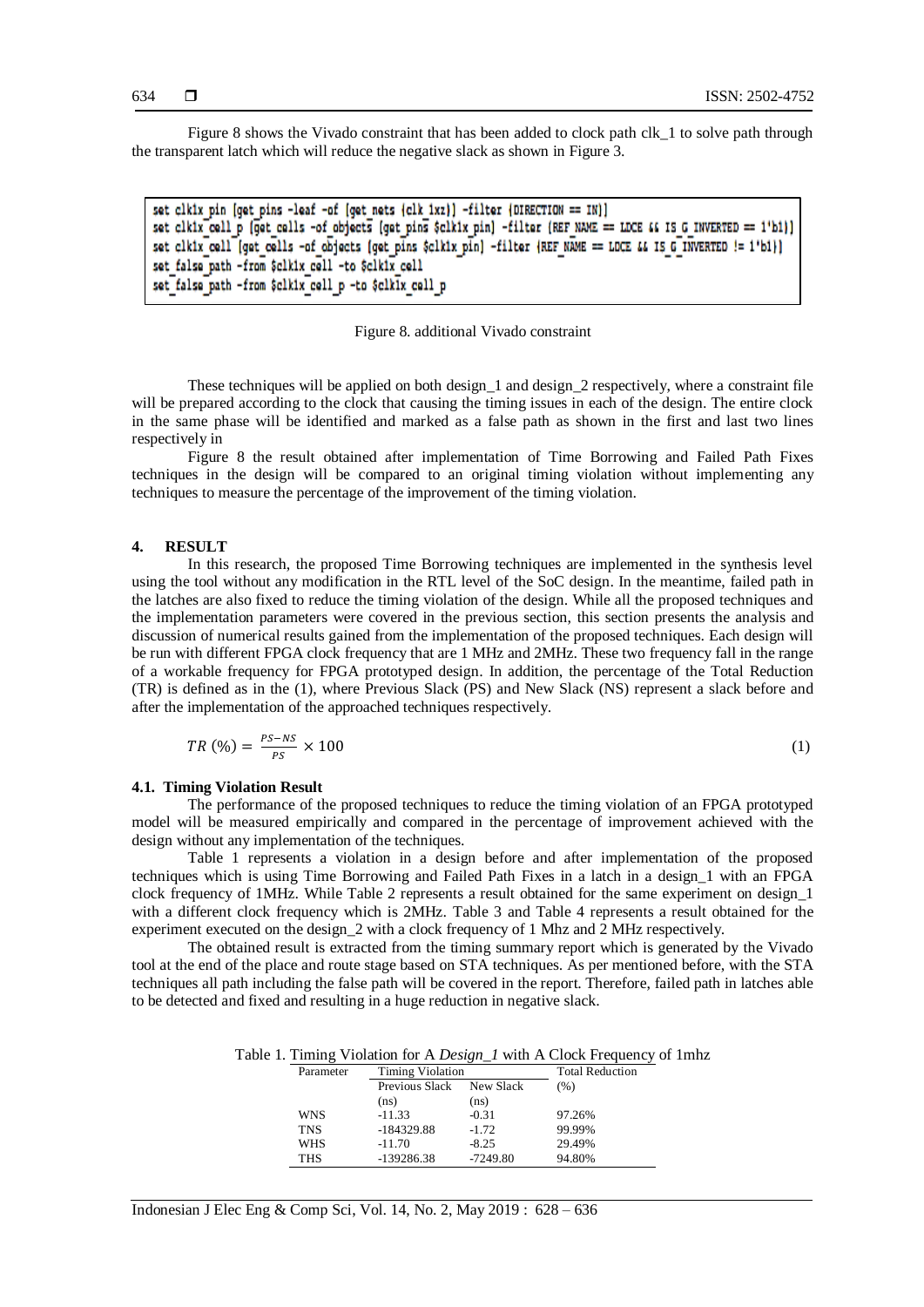Figure 8 shows the Vivado constraint that has been added to clock path clk_1 to solve path through the transparent latch which will reduce the negative slack as shown in Figure 3.

```
set clk1x_pin [get_pins -leaf -of [get_nets {clk_1xz}] -filter {DIRECTION == IN}]
set clk1x_cell_p [get_cells -of_objects [get_pins $clk1x_pin] -filter {REF_NAME == LDCE && IS_G_INVERTED == 1'b1}]
set clk1x_cell [get_cells -of_objects [get_pins $clk1x_pin] -filter {REF_NAME == LDCE && IS_G_INVERTED != 1'b1}]
set_false_path -from $clk1x_cell -to $clk1x_cell
set_false_path -from $clk1x_cell_p -to $clk1x_cell_p
```

Figure 8. additional Vivado constraint

These techniques will be applied on both design_1 and design_2 respectively, where a constraint file will be prepared according to the clock that causing the timing issues in each of the design. The entire clock in the same phase will be identified and marked as a false path as shown in the first and last two lines respectively in

Figure 8 the result obtained after implementation of Time Borrowing and Failed Path Fixes techniques in the design will be compared to an original timing violation without implementing any techniques to measure the percentage of the improvement of the timing violation.

## 4. RESULT

In this research, the proposed Time Borrowing techniques are implemented in the synthesis level using the tool without any modification in the RTL level of the SoC design. In the meantime, failed path in the latches are also fixed to reduce the timing violation of the design. While all the proposed techniques and the implementation parameters were covered in the previous section, this section presents the analysis and discussion of numerical results gained from the implementation of the proposed techniques. Each design will be run with different FPGA clock frequency that are 1 MHz and 2MHz. These two frequency fall in the range of a workable frequency for FPGA prototyped design. In addition, the percentage of the Total Reduction (TR) is defined as in the (1), where Previous Slack (PS) and New Slack (NS) represent a slack before and after the implementation of the approached techniques respectively.

$$TR\ (\%) = \frac{PS - NS}{PS} \times 100 \tag{1}$$

### 4.1. Timing Violation Result

The performance of the proposed techniques to reduce the timing violation of an FPGA prototyped model will be measured empirically and compared in the percentage of improvement achieved with the design without any implementation of the techniques.

Table 1 represents a violation in a design before and after implementation of the proposed techniques which is using Time Borrowing and Failed Path Fixes in a latch in a design_1 with an FPGA clock frequency of 1MHz. While Table 2 represents a result obtained for the same experiment on design_1 with a different clock frequency which is 2MHz. Table 3 and Table 4 represents a result obtained for the experiment executed on the design_2 with a clock frequency of 1 Mhz and 2 MHz respectively.

The obtained result is extracted from the timing summary report which is generated by the Vivado tool at the end of the place and route stage based on STA techniques. As per mentioned before, with the STA techniques all path including the false path will be covered in the report. Therefore, failed path in latches able to be detected and fixed and resulting in a huge reduction in negative slack.

Table 1. Timing Violation for A *Design_1* with A Clock Frequency of 1mhz

| Parameter | Timing Violation | | Total Reduction |
|---|---|---|---|
| | Previous Slack (ns) | New Slack (ns) | (%) |
| WNS | -11.33 | -0.31 | 97.26% |
| TNS | -184329.88 | -1.72 | 99.99% |
| WHS | -11.70 | -8.25 | 29.49% |
| THS | -139286.38 | -7249.80 | 94.80% |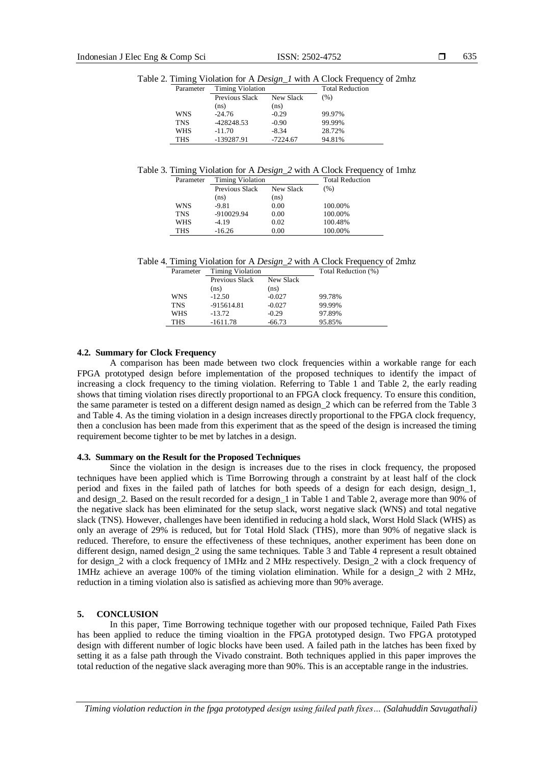Table 2. Timing Violation for A *Design_1* with A Clock Frequency of 2mhz

| Parameter | Timing Violation | | Total Reduction |
|---|---|---|---|
| | Previous Slack (ns) | New Slack (ns) | (%) |
| WNS | -24.76 | -0.29 | 99.97% |
| TNS | -428248.53 | -0.90 | 99.99% |
| WHS | -11.70 | -8.34 | 28.72% |
| THS | -139287.91 | -7224.67 | 94.81% |

Table 3. Timing Violation for A *Design_2* with A Clock Frequency of 1mhz

| Parameter | Timing Violation | | Total Reduction |
|---|---|---|---|
| | Previous Slack (ns) | New Slack (ns) | (%) |
| WNS | -9.81 | 0.00 | 100.00% |
| TNS | -910029.94 | 0.00 | 100.00% |
| WHS | -4.19 | 0.02 | 100.48% |
| THS | -16.26 | 0.00 | 100.00% |

Table 4. Timing Violation for A *Design_2* with A Clock Frequency of 2mhz

| Parameter | Timing Violation | | Total Reduction (%) |
|---|---|---|---|
| | Previous Slack (ns) | New Slack (ns) | |
| WNS | -12.50 | -0.027 | 99.78% |
| TNS | -915614.81 | -0.027 | 99.99% |
| WHS | -13.72 | -0.29 | 97.89% |
| THS | -1611.78 | -66.73 | 95.85% |

### 4.2. Summary for Clock Frequency

A comparison has been made between two clock frequencies within a workable range for each FPGA prototyped design before implementation of the proposed techniques to identify the impact of increasing a clock frequency to the timing violation. Referring to Table 1 and Table 2, the early reading shows that timing violation rises directly proportional to an FPGA clock frequency. To ensure this condition, the same parameter is tested on a different design named as design_2 which can be referred from the Table 3 and Table 4. As the timing violation in a design increases directly proportional to the FPGA clock frequency, then a conclusion has been made from this experiment that as the speed of the design is increased the timing requirement become tighter to be met by latches in a design.

### 4.3. Summary on the Result for the Proposed Techniques

Since the violation in the design is increases due to the rises in clock frequency, the proposed techniques have been applied which is Time Borrowing through a constraint by at least half of the clock period and fixes in the failed path of latches for both speeds of a design for each design, design_1, and design_2. Based on the result recorded for a design_1 in Table 1 and Table 2, average more than 90% of the negative slack has been eliminated for the setup slack, worst negative slack (WNS) and total negative slack (TNS). However, challenges have been identified in reducing a hold slack, Worst Hold Slack (WHS) as only an average of 29% is reduced, but for Total Hold Slack (THS), more than 90% of negative slack is reduced. Therefore, to ensure the effectiveness of these techniques, another experiment has been done on different design, named design_2 using the same techniques. Table 3 and Table 4 represent a result obtained for design_2 with a clock frequency of 1MHz and 2 MHz respectively. Design_2 with a clock frequency of 1MHz achieve an average 100% of the timing violation elimination. While for a design_2 with 2 MHz, reduction in a timing violation also is satisfied as achieving more than 90% average.

## 5. CONCLUSION

In this paper, Time Borrowing technique together with our proposed technique, Failed Path Fixes has been applied to reduce the timing vioaltion in the FPGA prototyped design. Two FPGA prototyped design with different number of logic blocks have been used. A failed path in the latches has been fixed by setting it as a false path through the Vivado constraint. Both techniques applied in this paper improves the total reduction of the negative slack averaging more than 90%. This is an acceptable range in the industries.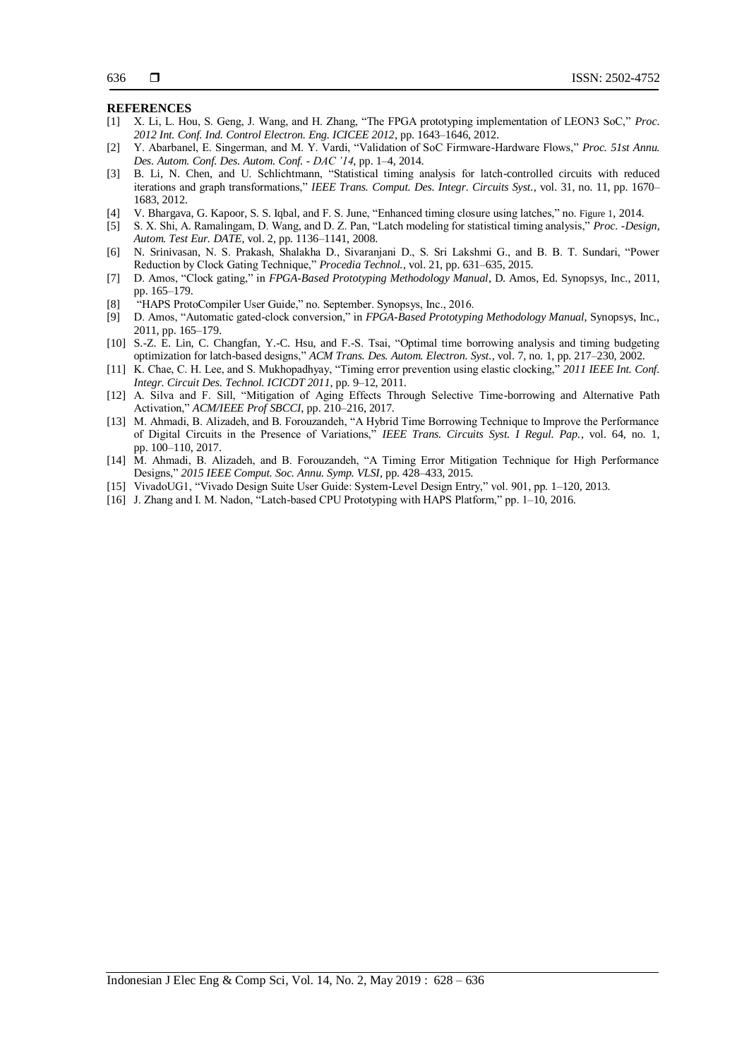## REFERENCES

[1] X. Li, L. Hou, S. Geng, J. Wang, and H. Zhang, "The FPGA prototyping implementation of LEON3 SoC," *Proc. 2012 Int. Conf. Ind. Control Electron. Eng. ICICEE 2012*, pp. 1643–1646, 2012.

[2] Y. Abarbanel, E. Singerman, and M. Y. Vardi, "Validation of SoC Firmware-Hardware Flows," *Proc. 51st Annu. Des. Autom. Conf. Des. Autom. Conf. - DAC '14*, pp. 1–4, 2014.

[3] B. Li, N. Chen, and U. Schlichtmann, "Statistical timing analysis for latch-controlled circuits with reduced iterations and graph transformations," *IEEE Trans. Comput. Des. Integr. Circuits Syst.*, vol. 31, no. 11, pp. 1670–1683, 2012.

[4] V. Bhargava, G. Kapoor, S. S. Iqbal, and F. S. June, "Enhanced timing closure using latches," no. Figure 1, 2014.

[5] S. X. Shi, A. Ramalingam, D. Wang, and D. Z. Pan, "Latch modeling for statistical timing analysis," *Proc. -Design, Autom. Test Eur. DATE*, vol. 2, pp. 1136–1141, 2008.

[6] N. Srinivasan, N. S. Prakash, Shalakha D., Sivaranjani D., S. Sri Lakshmi G., and B. B. T. Sundari, "Power Reduction by Clock Gating Technique," *Procedia Technol.*, vol. 21, pp. 631–635, 2015.

[7] D. Amos, "Clock gating," in *FPGA-Based Prototyping Methodology Manual*, D. Amos, Ed. Synopsys, Inc., 2011, pp. 165–179.

[8] "HAPS ProtoCompiler User Guide," no. September. Synopsys, Inc., 2016.

[9] D. Amos, "Automatic gated-clock conversion," in *FPGA-Based Prototyping Methodology Manual*, Synopsys, Inc., 2011, pp. 165–179.

[10] S.-Z. E. Lin, C. Changfan, Y.-C. Hsu, and F.-S. Tsai, "Optimal time borrowing analysis and timing budgeting optimization for latch-based designs," *ACM Trans. Des. Autom. Electron. Syst.*, vol. 7, no. 1, pp. 217–230, 2002.

[11] K. Chae, C. H. Lee, and S. Mukhopadhyay, "Timing error prevention using elastic clocking," *2011 IEEE Int. Conf. Integr. Circuit Des. Technol. ICICDT 2011*, pp. 9–12, 2011.

[12] A. Silva and F. Sill, "Mitigation of Aging Effects Through Selective Time-borrowing and Alternative Path Activation," *ACM/IEEE Prof SBCCI*, pp. 210–216, 2017.

[13] M. Ahmadi, B. Alizadeh, and B. Forouzandeh, "A Hybrid Time Borrowing Technique to Improve the Performance of Digital Circuits in the Presence of Variations," *IEEE Trans. Circuits Syst. I Regul. Pap.*, vol. 64, no. 1, pp. 100–110, 2017.

[14] M. Ahmadi, B. Alizadeh, and B. Forouzandeh, "A Timing Error Mitigation Technique for High Performance Designs," *2015 IEEE Comput. Soc. Annu. Symp. VLSI*, pp. 428–433, 2015.

[15] VivadoUG1, "Vivado Design Suite User Guide: System-Level Design Entry," vol. 901, pp. 1–120, 2013.

[16] J. Zhang and I. M. Nadon, "Latch-based CPU Prototyping with HAPS Platform," pp. 1–10, 2016.